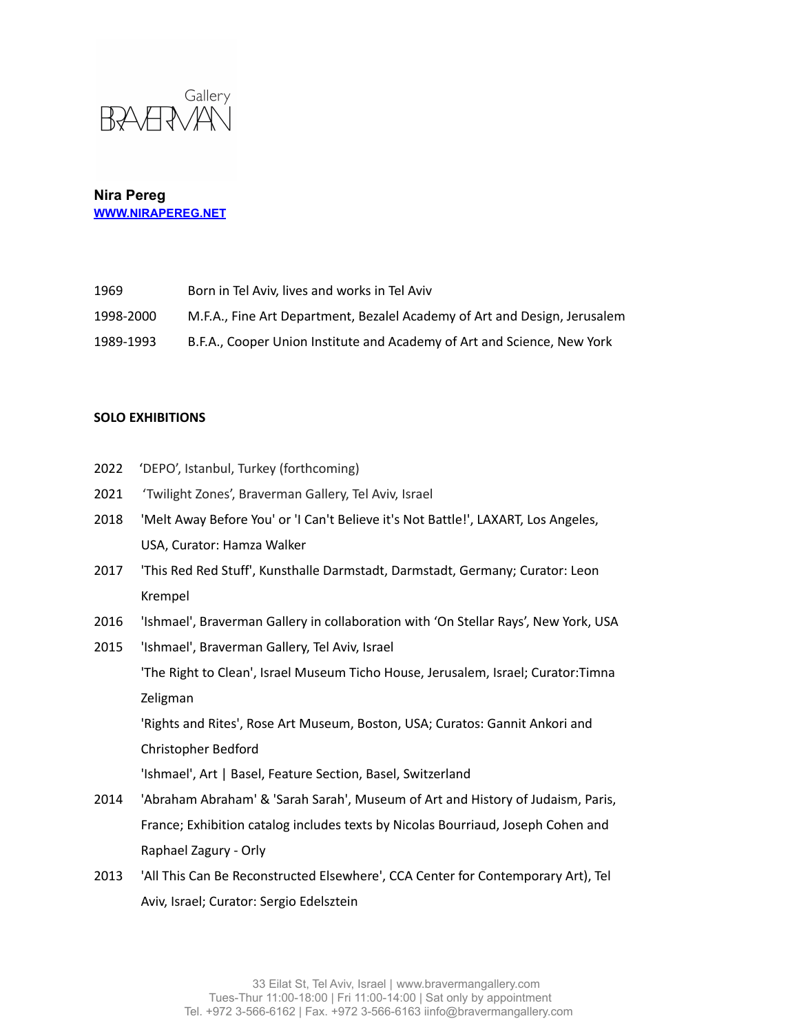Gallery BRAVERMAN

**Nira Pereg**
[WWW.NIRAPEREG.NET](http://WWW.NIRAPEREG.NET)

1969 Born in Tel Aviv, lives and works in Tel Aviv

1998-2000 M.F.A., Fine Art Department, Bezalel Academy of Art and Design, Jerusalem

1989-1993 B.F.A., Cooper Union Institute and Academy of Art and Science, New York

**SOLO EXHIBITIONS**

2022 'DEPO', Istanbul, Turkey (forthcoming)

2021 'Twilight Zones', Braverman Gallery, Tel Aviv, Israel

2018 'Melt Away Before You' or 'I Can't Believe it's Not Battle!', LAXART, Los Angeles, USA, Curator: Hamza Walker

2017 'This Red Red Stuff', Kunsthalle Darmstadt, Darmstadt, Germany; Curator: Leon Krempel

2016 'Ishmael', Braverman Gallery in collaboration with 'On Stellar Rays', New York, USA

2015 'Ishmael', Braverman Gallery, Tel Aviv, Israel

'The Right to Clean', Israel Museum Ticho House, Jerusalem, Israel; Curator:Timna Zeligman

'Rights and Rites', Rose Art Museum, Boston, USA; Curatos: Gannit Ankori and Christopher Bedford

'Ishmael', Art | Basel, Feature Section, Basel, Switzerland

2014 'Abraham Abraham' & 'Sarah Sarah', Museum of Art and History of Judaism, Paris, France; Exhibition catalog includes texts by Nicolas Bourriaud, Joseph Cohen and Raphael Zagury - Orly

2013 'All This Can Be Reconstructed Elsewhere', CCA Center for Contemporary Art), Tel Aviv, Israel; Curator: Sergio Edelsztein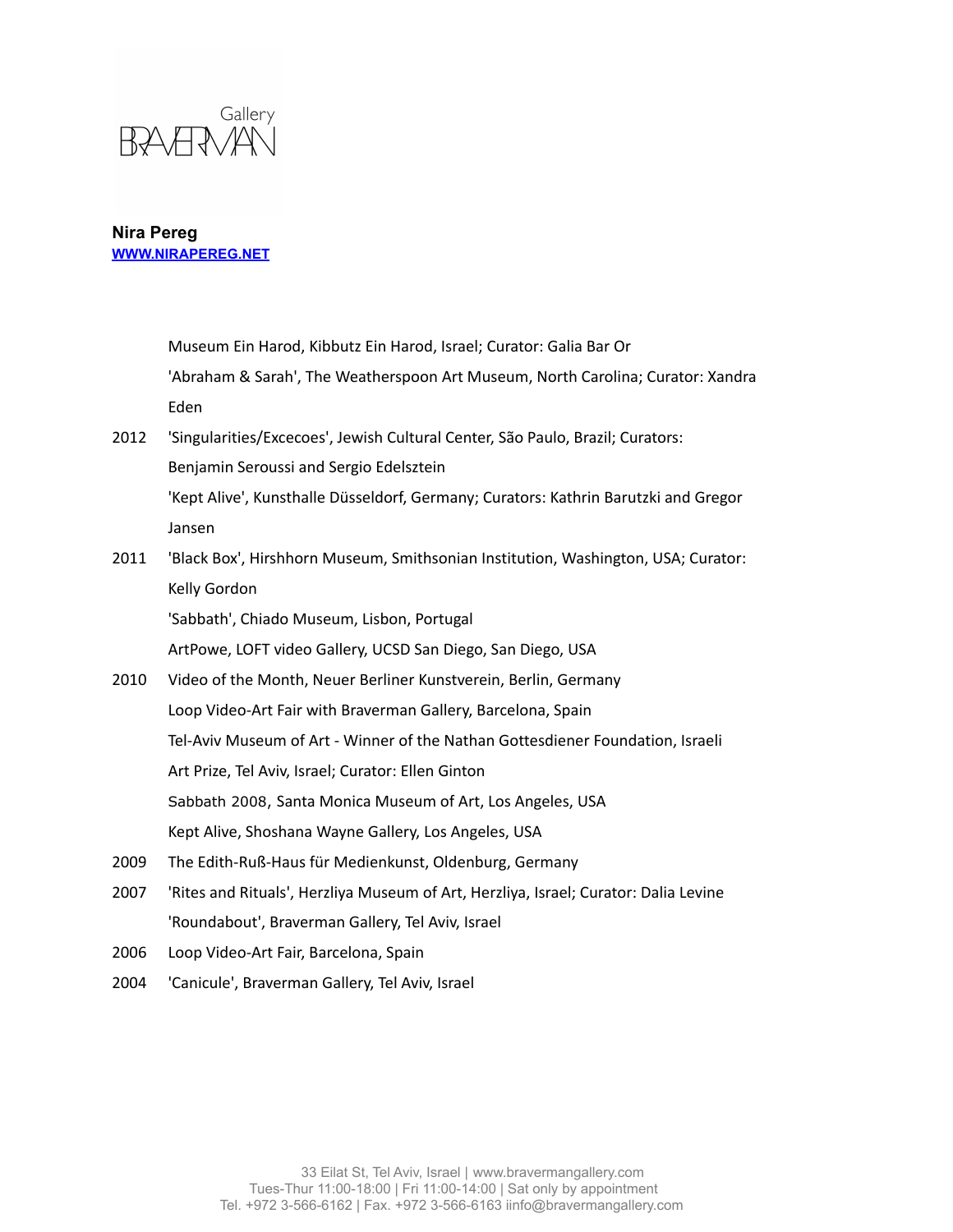**Nira Pereg**
[WWW.NIRAPEREG.NET](http://WWW.NIRAPEREG.NET)

Museum Ein Harod, Kibbutz Ein Harod, Israel; Curator: Galia Bar Or
'Abraham & Sarah', The Weatherspoon Art Museum, North Carolina; Curator: Xandra Eden

2012 'Singularities/Excecoes', Jewish Cultural Center, São Paulo, Brazil; Curators: Benjamin Seroussi and Sergio Edelsztein
'Kept Alive', Kunsthalle Düsseldorf, Germany; Curators: Kathrin Barutzki and Gregor Jansen

2011 'Black Box', Hirshhorn Museum, Smithsonian Institution, Washington, USA; Curator: Kelly Gordon
'Sabbath', Chiado Museum, Lisbon, Portugal
ArtPowe, LOFT video Gallery, UCSD San Diego, San Diego, USA

2010 Video of the Month, Neuer Berliner Kunstverein, Berlin, Germany
Loop Video-Art Fair with Braverman Gallery, Barcelona, Spain
Tel-Aviv Museum of Art - Winner of the Nathan Gottesdiener Foundation, Israeli Art Prize, Tel Aviv, Israel; Curator: Ellen Ginton
Sabbath 2008, Santa Monica Museum of Art, Los Angeles, USA
Kept Alive, Shoshana Wayne Gallery, Los Angeles, USA

2009 The Edith-Ruß-Haus für Medienkunst, Oldenburg, Germany

2007 'Rites and Rituals', Herzliya Museum of Art, Herzliya, Israel; Curator: Dalia Levine
'Roundabout', Braverman Gallery, Tel Aviv, Israel

2006 Loop Video-Art Fair, Barcelona, Spain

2004 'Canicule', Braverman Gallery, Tel Aviv, Israel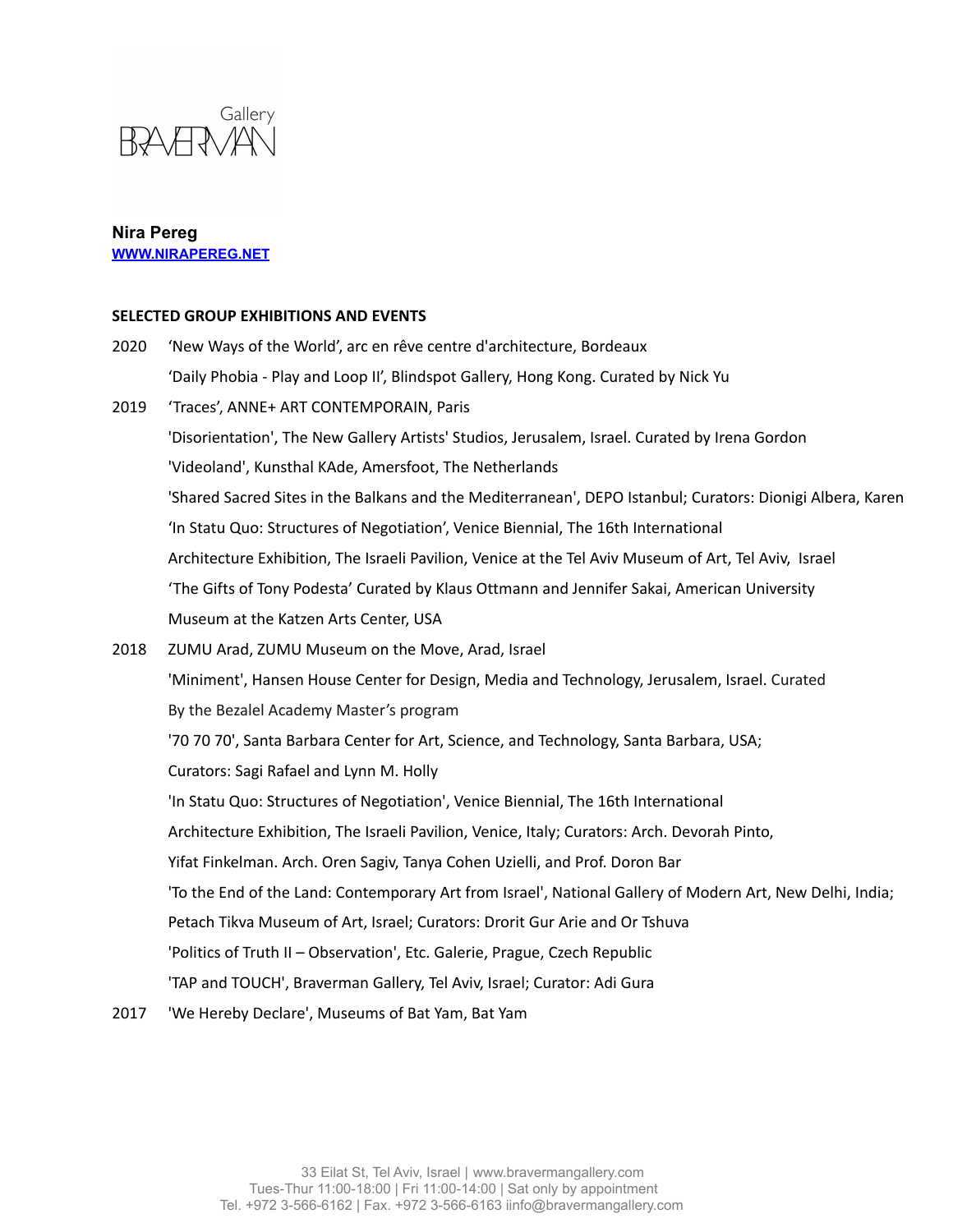Gallery BRAVERMAN

**Nira Pereg**
**[WWW.NIRAPEREG.NET](http://WWW.NIRAPEREG.NET)**

**SELECTED GROUP EXHIBITIONS AND EVENTS**

2020 'New Ways of the World', arc en rêve centre d'architecture, Bordeaux
'Daily Phobia - Play and Loop II', Blindspot Gallery, Hong Kong. Curated by Nick Yu

2019 'Traces', ANNE+ ART CONTEMPORAIN, Paris
'Disorientation', The New Gallery Artists' Studios, Jerusalem, Israel. Curated by Irena Gordon
'Videoland', Kunsthal KAde, Amersfoot, The Netherlands
'Shared Sacred Sites in the Balkans and the Mediterranean', DEPO Istanbul; Curators: Dionigi Albera, Karen
'In Statu Quo: Structures of Negotiation', Venice Biennial, The 16th International Architecture Exhibition, The Israeli Pavilion, Venice at the Tel Aviv Museum of Art, Tel Aviv, Israel
'The Gifts of Tony Podesta' Curated by Klaus Ottmann and Jennifer Sakai, American University Museum at the Katzen Arts Center, USA

2018 ZUMU Arad, ZUMU Museum on the Move, Arad, Israel
'Miniment', Hansen House Center for Design, Media and Technology, Jerusalem, Israel. Curated By the Bezalel Academy Master's program
'70 70 70', Santa Barbara Center for Art, Science, and Technology, Santa Barbara, USA; Curators: Sagi Rafael and Lynn M. Holly
'In Statu Quo: Structures of Negotiation', Venice Biennial, The 16th International Architecture Exhibition, The Israeli Pavilion, Venice, Italy; Curators: Arch. Devorah Pinto, Yifat Finkelman. Arch. Oren Sagiv, Tanya Cohen Uzielli, and Prof. Doron Bar
'To the End of the Land: Contemporary Art from Israel', National Gallery of Modern Art, New Delhi, India; Petach Tikva Museum of Art, Israel; Curators: Drorit Gur Arie and Or Tshuva
'Politics of Truth II – Observation', Etc. Galerie, Prague, Czech Republic
'TAP and TOUCH', Braverman Gallery, Tel Aviv, Israel; Curator: Adi Gura

2017 'We Hereby Declare', Museums of Bat Yam, Bat Yam

33 Eilat St, Tel Aviv, Israel | www.bravermangallery.com
Tues-Thur 11:00-18:00 | Fri 11:00-14:00 | Sat only by appointment
Tel. +972 3-566-6162 | Fax. +972 3-566-6163 iinfo@bravermangallery.com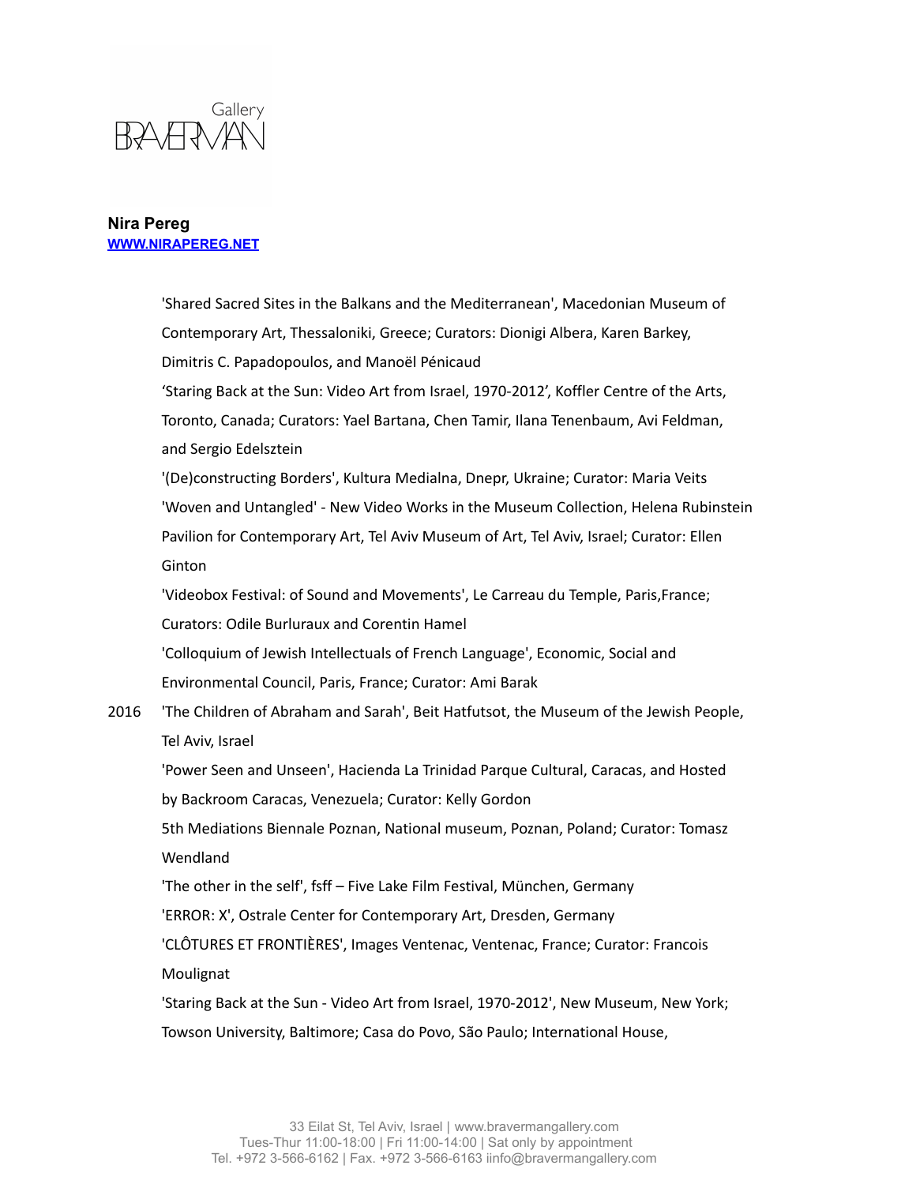Gallery BRAVERMAN

**Nira Pereg**
**[WWW.NIRAPEREG.NET](http://WWW.NIRAPEREG.NET)**

'Shared Sacred Sites in the Balkans and the Mediterranean', Macedonian Museum of Contemporary Art, Thessaloniki, Greece; Curators: Dionigi Albera, Karen Barkey, Dimitris C. Papadopoulos, and Manoël Pénicaud

'Staring Back at the Sun: Video Art from Israel, 1970-2012', Koffler Centre of the Arts, Toronto, Canada; Curators: Yael Bartana, Chen Tamir, Ilana Tenenbaum, Avi Feldman, and Sergio Edelsztein

'(De)constructing Borders', Kultura Medialna, Dnepr, Ukraine; Curator: Maria Veits

'Woven and Untangled' - New Video Works in the Museum Collection, Helena Rubinstein Pavilion for Contemporary Art, Tel Aviv Museum of Art, Tel Aviv, Israel; Curator: Ellen Ginton

'Videobox Festival: of Sound and Movements', Le Carreau du Temple, Paris,France; Curators: Odile Burluraux and Corentin Hamel

'Colloquium of Jewish Intellectuals of French Language', Economic, Social and Environmental Council, Paris, France; Curator: Ami Barak

2016 'The Children of Abraham and Sarah', Beit Hatfutsot, the Museum of the Jewish People, Tel Aviv, Israel

'Power Seen and Unseen', Hacienda La Trinidad Parque Cultural, Caracas, and Hosted by Backroom Caracas, Venezuela; Curator: Kelly Gordon

5th Mediations Biennale Poznan, National museum, Poznan, Poland; Curator: Tomasz Wendland

'The other in the self', fsff – Five Lake Film Festival, München, Germany

'ERROR: X', Ostrale Center for Contemporary Art, Dresden, Germany

'CLÔTURES ET FRONTIÈRES', Images Ventenac, Ventenac, France; Curator: Francois Moulignat

'Staring Back at the Sun - Video Art from Israel, 1970-2012', New Museum, New York; Towson University, Baltimore; Casa do Povo, São Paulo; International House,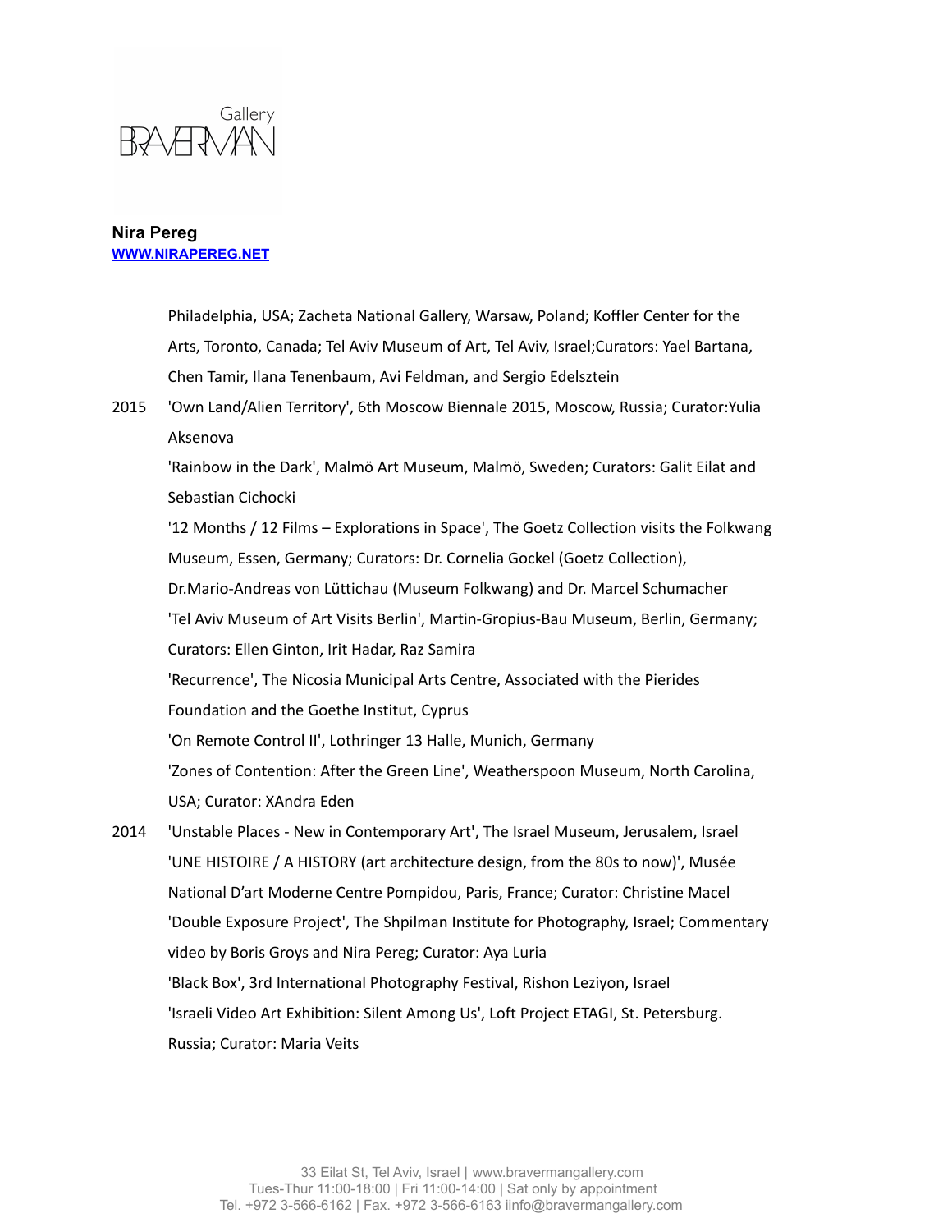**Nira Pereg**
[WWW.NIRAPEREG.NET](http://WWW.NIRAPEREG.NET)

Philadelphia, USA; Zacheta National Gallery, Warsaw, Poland; Koffler Center for the Arts, Toronto, Canada; Tel Aviv Museum of Art, Tel Aviv, Israel;Curators: Yael Bartana, Chen Tamir, Ilana Tenenbaum, Avi Feldman, and Sergio Edelsztein

2015 'Own Land/Alien Territory', 6th Moscow Biennale 2015, Moscow, Russia; Curator:Yulia Aksenova

'Rainbow in the Dark', Malmö Art Museum, Malmö, Sweden; Curators: Galit Eilat and Sebastian Cichocki

'12 Months / 12 Films – Explorations in Space', The Goetz Collection visits the Folkwang Museum, Essen, Germany; Curators: Dr. Cornelia Gockel (Goetz Collection), Dr.Mario-Andreas von Lüttichau (Museum Folkwang) and Dr. Marcel Schumacher

'Tel Aviv Museum of Art Visits Berlin', Martin-Gropius-Bau Museum, Berlin, Germany; Curators: Ellen Ginton, Irit Hadar, Raz Samira

'Recurrence', The Nicosia Municipal Arts Centre, Associated with the Pierides Foundation and the Goethe Institut, Cyprus

'On Remote Control II', Lothringer 13 Halle, Munich, Germany

'Zones of Contention: After the Green Line', Weatherspoon Museum, North Carolina, USA; Curator: XAndra Eden

2014 'Unstable Places - New in Contemporary Art', The Israel Museum, Jerusalem, Israel

'UNE HISTOIRE / A HISTORY (art architecture design, from the 80s to now)', Musée National D'art Moderne Centre Pompidou, Paris, France; Curator: Christine Macel

'Double Exposure Project', The Shpilman Institute for Photography, Israel; Commentary video by Boris Groys and Nira Pereg; Curator: Aya Luria

'Black Box', 3rd International Photography Festival, Rishon Leziyon, Israel

'Israeli Video Art Exhibition: Silent Among Us', Loft Project ETAGI, St. Petersburg. Russia; Curator: Maria Veits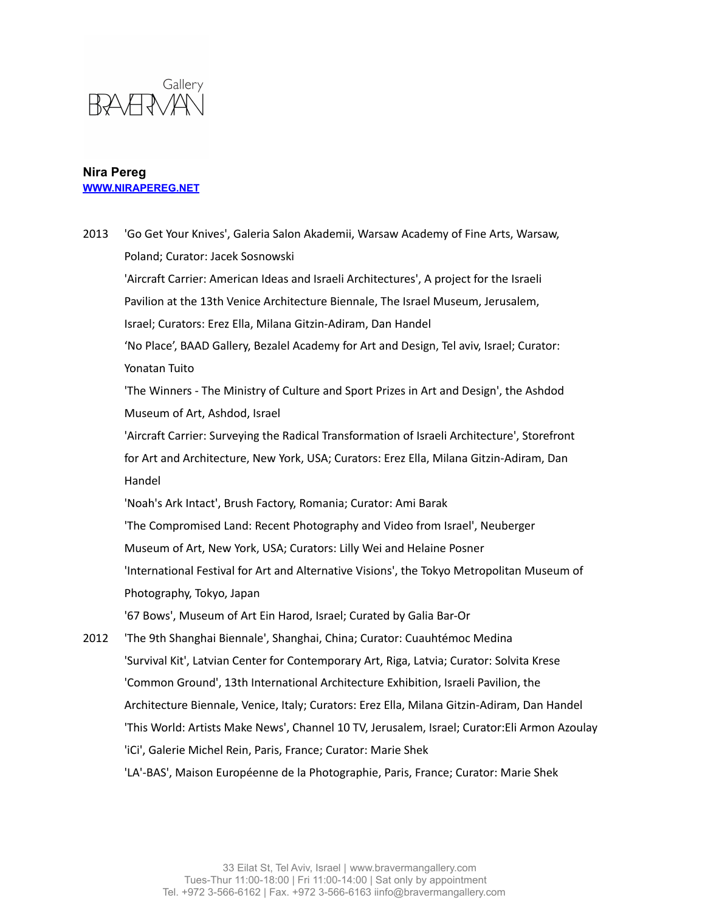Gallery BRAVERMAN

**Nira Pereg**
[WWW.NIRAPEREG.NET](http://WWW.NIRAPEREG.NET)

2013 'Go Get Your Knives', Galeria Salon Akademii, Warsaw Academy of Fine Arts, Warsaw, Poland; Curator: Jacek Sosnowski

'Aircraft Carrier: American Ideas and Israeli Architectures', A project for the Israeli Pavilion at the 13th Venice Architecture Biennale, The Israel Museum, Jerusalem, Israel; Curators: Erez Ella, Milana Gitzin-Adiram, Dan Handel

'No Place', BAAD Gallery, Bezalel Academy for Art and Design, Tel aviv, Israel; Curator: Yonatan Tuito

'The Winners - The Ministry of Culture and Sport Prizes in Art and Design', the Ashdod Museum of Art, Ashdod, Israel

'Aircraft Carrier: Surveying the Radical Transformation of Israeli Architecture', Storefront for Art and Architecture, New York, USA; Curators: Erez Ella, Milana Gitzin-Adiram, Dan Handel

'Noah's Ark Intact', Brush Factory, Romania; Curator: Ami Barak

'The Compromised Land: Recent Photography and Video from Israel', Neuberger Museum of Art, New York, USA; Curators: Lilly Wei and Helaine Posner

'International Festival for Art and Alternative Visions', the Tokyo Metropolitan Museum of Photography, Tokyo, Japan

'67 Bows', Museum of Art Ein Harod, Israel; Curated by Galia Bar-Or

2012 'The 9th Shanghai Biennale', Shanghai, China; Curator: Cuauhtémoc Medina

'Survival Kit', Latvian Center for Contemporary Art, Riga, Latvia; Curator: Solvita Krese

'Common Ground', 13th International Architecture Exhibition, Israeli Pavilion, the Architecture Biennale, Venice, Italy; Curators: Erez Ella, Milana Gitzin-Adiram, Dan Handel

'This World: Artists Make News', Channel 10 TV, Jerusalem, Israel; Curator:Eli Armon Azoulay

'iCi', Galerie Michel Rein, Paris, France; Curator: Marie Shek

'LA'-BAS', Maison Européenne de la Photographie, Paris, France; Curator: Marie Shek

33 Eilat St, Tel Aviv, Israel | www.bravermangallery.com
Tues-Thur 11:00-18:00 | Fri 11:00-14:00 | Sat only by appointment
Tel. +972 3-566-6162 | Fax. +972 3-566-6163 iinfo@bravermangallery.com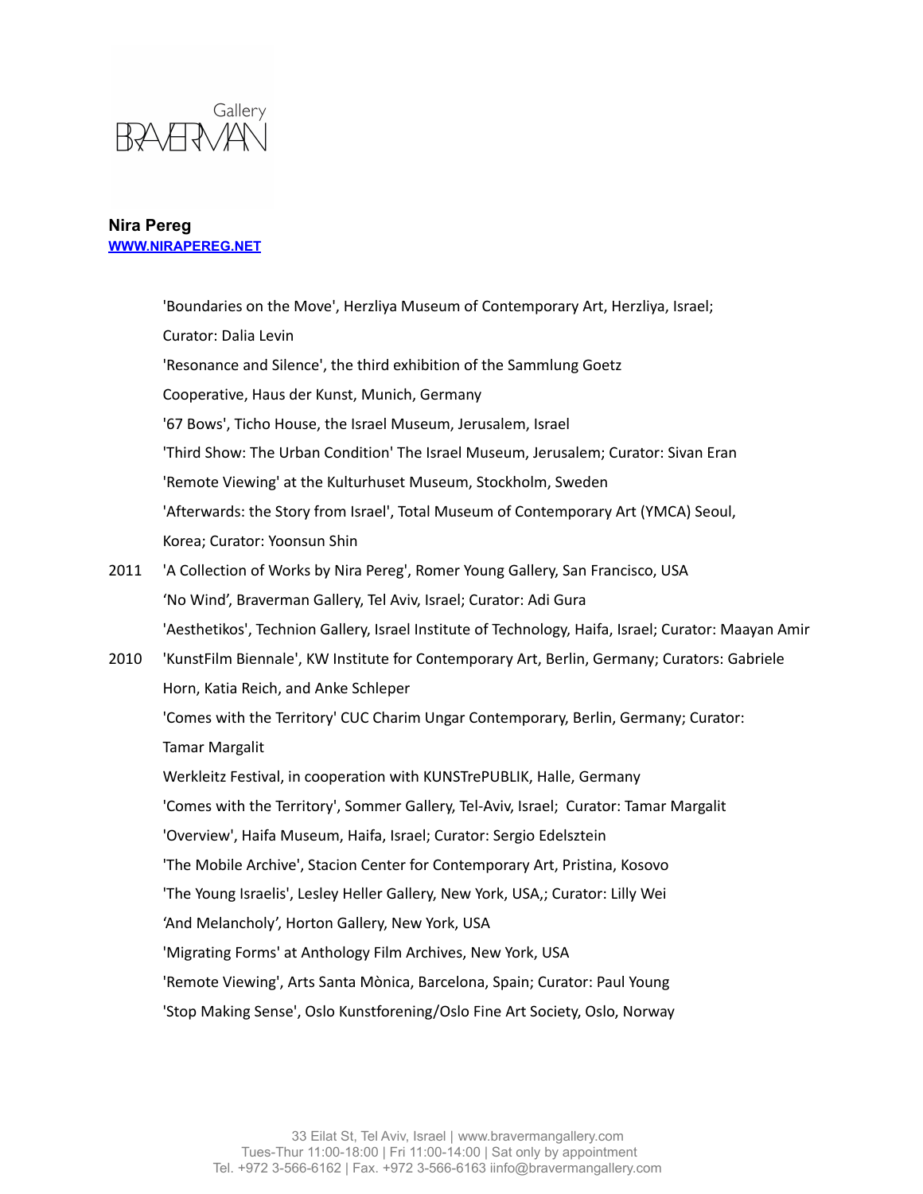**Nira Pereg**
**[WWW.NIRAPEREG.NET](http://www.nirapereg.net)**

'Boundaries on the Move', Herzliya Museum of Contemporary Art, Herzliya, Israel; Curator: Dalia Levin

'Resonance and Silence', the third exhibition of the Sammlung Goetz Cooperative, Haus der Kunst, Munich, Germany

'67 Bows', Ticho House, the Israel Museum, Jerusalem, Israel

'Third Show: The Urban Condition' The Israel Museum, Jerusalem; Curator: Sivan Eran

'Remote Viewing' at the Kulturhuset Museum, Stockholm, Sweden

'Afterwards: the Story from Israel', Total Museum of Contemporary Art (YMCA) Seoul, Korea; Curator: Yoonsun Shin

2011 'A Collection of Works by Nira Pereg', Romer Young Gallery, San Francisco, USA

'No Wind', Braverman Gallery, Tel Aviv, Israel; Curator: Adi Gura

'Aesthetikos', Technion Gallery, Israel Institute of Technology, Haifa, Israel; Curator: Maayan Amir

2010 'KunstFilm Biennale', KW Institute for Contemporary Art, Berlin, Germany; Curators: Gabriele Horn, Katia Reich, and Anke Schleper

'Comes with the Territory' CUC Charim Ungar Contemporary, Berlin, Germany; Curator: Tamar Margalit

Werkleitz Festival, in cooperation with KUNSTrePUBLIK, Halle, Germany

'Comes with the Territory', Sommer Gallery, Tel-Aviv, Israel; Curator: Tamar Margalit

'Overview', Haifa Museum, Haifa, Israel; Curator: Sergio Edelsztein

'The Mobile Archive', Stacion Center for Contemporary Art, Pristina, Kosovo

'The Young Israelis', Lesley Heller Gallery, New York, USA,; Curator: Lilly Wei

'And Melancholy', Horton Gallery, New York, USA

'Migrating Forms' at Anthology Film Archives, New York, USA

'Remote Viewing', Arts Santa Mònica, Barcelona, Spain; Curator: Paul Young

'Stop Making Sense', Oslo Kunstforening/Oslo Fine Art Society, Oslo, Norway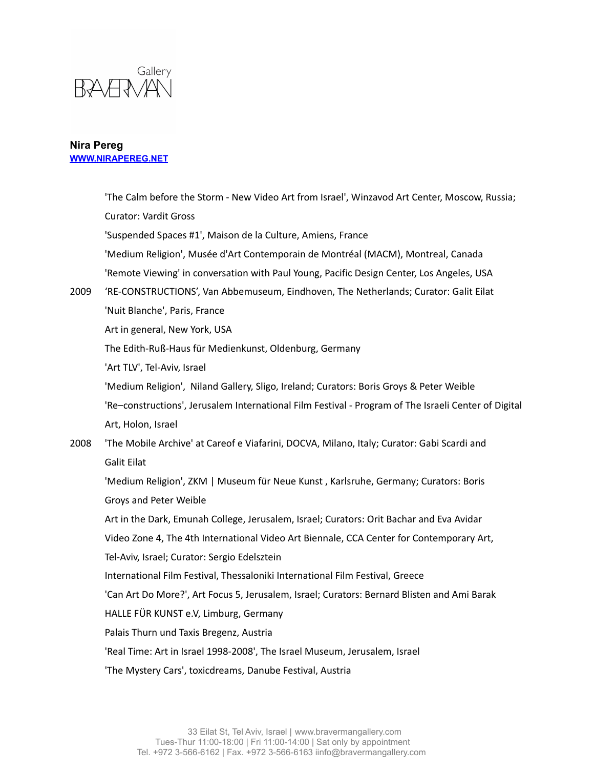**Nira Pereg**
[WWW.NIRAPEREG.NET](http://WWW.NIRAPEREG.NET)

'The Calm before the Storm - New Video Art from Israel', Winzavod Art Center, Moscow, Russia; Curator: Vardit Gross

'Suspended Spaces #1', Maison de la Culture, Amiens, France

'Medium Religion', Musée d'Art Contemporain de Montréal (MACM), Montreal, Canada

'Remote Viewing' in conversation with Paul Young, Pacific Design Center, Los Angeles, USA

2009 'RE-CONSTRUCTIONS', Van Abbemuseum, Eindhoven, The Netherlands; Curator: Galit Eilat

'Nuit Blanche', Paris, France

Art in general, New York, USA

The Edith-Ruß-Haus für Medienkunst, Oldenburg, Germany

'Art TLV', Tel-Aviv, Israel

'Medium Religion', Niland Gallery, Sligo, Ireland; Curators: Boris Groys & Peter Weible

'Re–constructions', Jerusalem International Film Festival - Program of The Israeli Center of Digital Art, Holon, Israel

2008 'The Mobile Archive' at Careof e Viafarini, DOCVA, Milano, Italy; Curator: Gabi Scardi and Galit Eilat

'Medium Religion', ZKM | Museum für Neue Kunst , Karlsruhe, Germany; Curators: Boris Groys and Peter Weible

Art in the Dark, Emunah College, Jerusalem, Israel; Curators: Orit Bachar and Eva Avidar

Video Zone 4, The 4th International Video Art Biennale, CCA Center for Contemporary Art, Tel-Aviv, Israel; Curator: Sergio Edelsztein

International Film Festival, Thessaloniki International Film Festival, Greece

'Can Art Do More?', Art Focus 5, Jerusalem, Israel; Curators: Bernard Blisten and Ami Barak

HALLE FÜR KUNST e.V, Limburg, Germany

Palais Thurn und Taxis Bregenz, Austria

'Real Time: Art in Israel 1998-2008', The Israel Museum, Jerusalem, Israel

'The Mystery Cars', toxicdreams, Danube Festival, Austria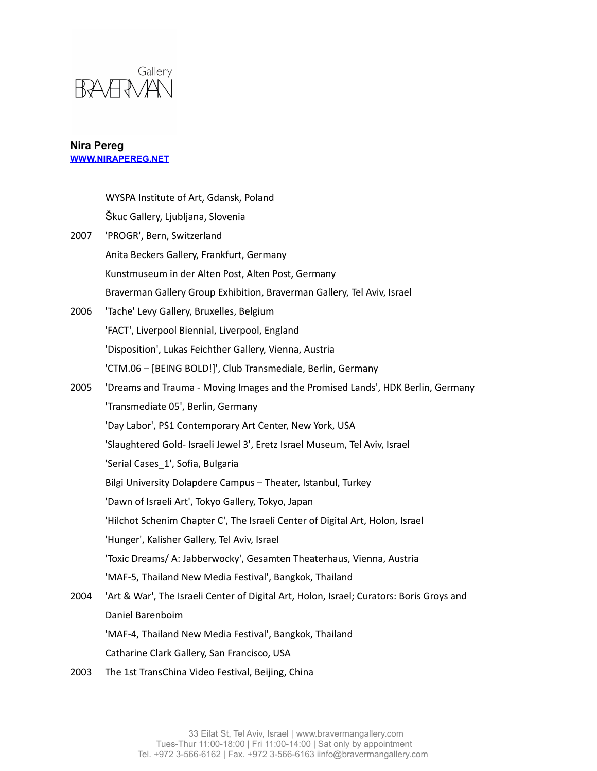**Nira Pereg**
[WWW.NIRAPEREG.NET](http://WWW.NIRAPEREG.NET)

| | |
|---|---|
| | WYSPA Institute of Art, Gdansk, Poland |
| | Škuc Gallery, Ljubljana, Slovenia |
| 2007 | 'PROGR', Bern, Switzerland |
| | Anita Beckers Gallery, Frankfurt, Germany |
| | Kunstmuseum in der Alten Post, Alten Post, Germany |
| | Braverman Gallery Group Exhibition, Braverman Gallery, Tel Aviv, Israel |
| 2006 | 'Tache' Levy Gallery, Bruxelles, Belgium |
| | 'FACT', Liverpool Biennial, Liverpool, England |
| | 'Disposition', Lukas Feichther Gallery, Vienna, Austria |
| | 'CTM.06 – [BEING BOLD!]', Club Transmediale, Berlin, Germany |
| 2005 | 'Dreams and Trauma - Moving Images and the Promised Lands', HDK Berlin, Germany |
| | 'Transmediate 05', Berlin, Germany |
| | 'Day Labor', PS1 Contemporary Art Center, New York, USA |
| | 'Slaughtered Gold- Israeli Jewel 3', Eretz Israel Museum, Tel Aviv, Israel |
| | 'Serial Cases_1', Sofia, Bulgaria |
| | Bilgi University Dolapdere Campus – Theater, Istanbul, Turkey |
| | 'Dawn of Israeli Art', Tokyo Gallery, Tokyo, Japan |
| | 'Hilchot Schenim Chapter C', The Israeli Center of Digital Art, Holon, Israel |
| | 'Hunger', Kalisher Gallery, Tel Aviv, Israel |
| | 'Toxic Dreams/ A: Jabberwocky', Gesamten Theaterhaus, Vienna, Austria |
| | 'MAF-5, Thailand New Media Festival', Bangkok, Thailand |
| 2004 | 'Art & War', The Israeli Center of Digital Art, Holon, Israel; Curators: Boris Groys and Daniel Barenboim |
| | 'MAF-4, Thailand New Media Festival', Bangkok, Thailand |
| | Catharine Clark Gallery, San Francisco, USA |
| 2003 | The 1st TransChina Video Festival, Beijing, China |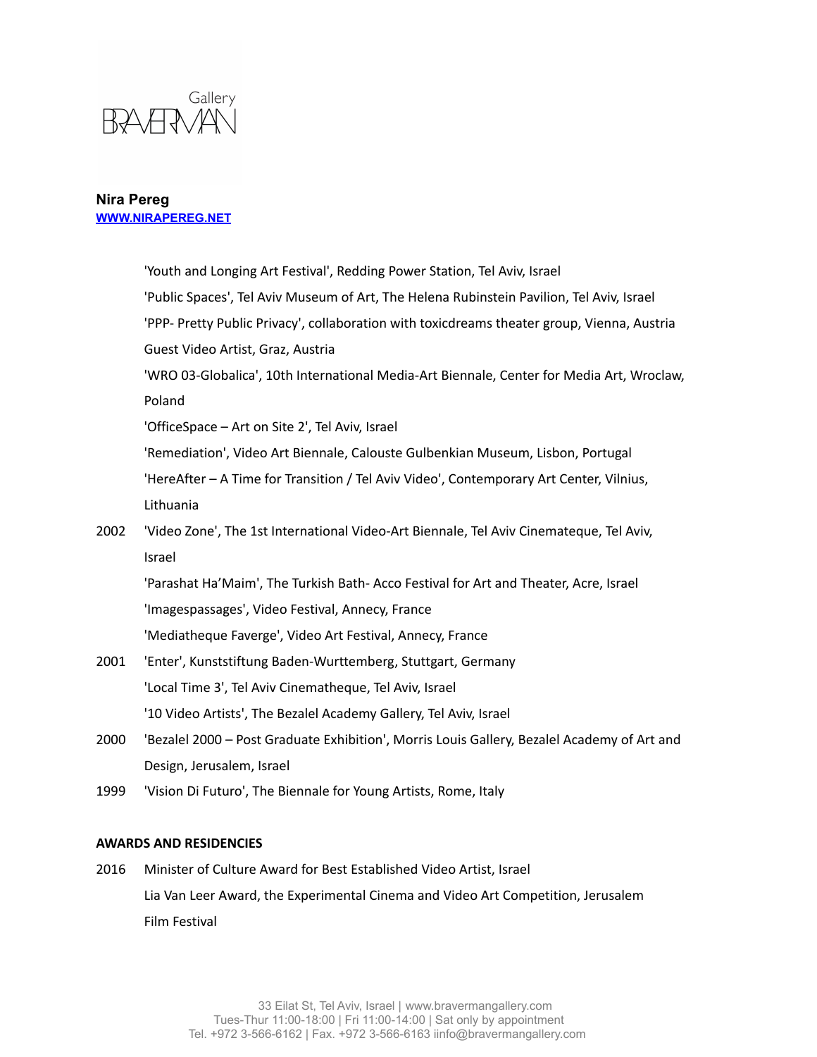**Nira Pereg**
[WWW.NIRAPEREG.NET](http://WWW.NIRAPEREG.NET)

'Youth and Longing Art Festival', Redding Power Station, Tel Aviv, Israel
'Public Spaces', Tel Aviv Museum of Art, The Helena Rubinstein Pavilion, Tel Aviv, Israel
'PPP- Pretty Public Privacy', collaboration with toxicdreams theater group, Vienna, Austria
Guest Video Artist, Graz, Austria
'WRO 03-Globalica', 10th International Media-Art Biennale, Center for Media Art, Wroclaw, Poland
'OfficeSpace – Art on Site 2', Tel Aviv, Israel
'Remediation', Video Art Biennale, Calouste Gulbenkian Museum, Lisbon, Portugal
'HereAfter – A Time for Transition / Tel Aviv Video', Contemporary Art Center, Vilnius, Lithuania

2002 'Video Zone', The 1st International Video-Art Biennale, Tel Aviv Cinemateque, Tel Aviv, Israel
'Parashat Ha'Maim', The Turkish Bath- Acco Festival for Art and Theater, Acre, Israel
'Imagespassages', Video Festival, Annecy, France
'Mediatheque Faverge', Video Art Festival, Annecy, France

2001 'Enter', Kunststiftung Baden-Wurttemberg, Stuttgart, Germany
'Local Time 3', Tel Aviv Cinematheque, Tel Aviv, Israel
'10 Video Artists', The Bezalel Academy Gallery, Tel Aviv, Israel

2000 'Bezalel 2000 – Post Graduate Exhibition', Morris Louis Gallery, Bezalel Academy of Art and Design, Jerusalem, Israel

1999 'Vision Di Futuro', The Biennale for Young Artists, Rome, Italy

**AWARDS AND RESIDENCIES**

2016 Minister of Culture Award for Best Established Video Artist, Israel
Lia Van Leer Award, the Experimental Cinema and Video Art Competition, Jerusalem Film Festival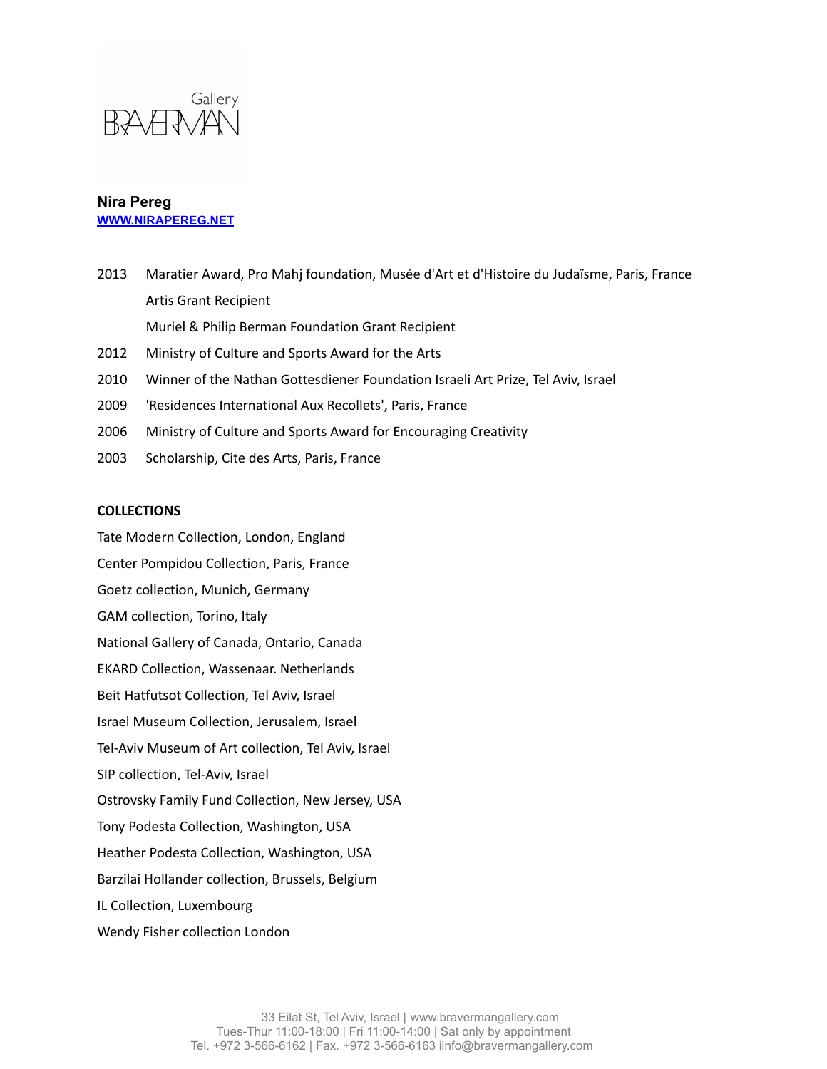**Nira Pereg**
[WWW.NIRAPEREG.NET](http://WWW.NIRAPEREG.NET)

2013 Maratier Award, Pro Mahj foundation, Musée d'Art et d'Histoire du Judaïsme, Paris, France

Artis Grant Recipient

Muriel & Philip Berman Foundation Grant Recipient

2012 Ministry of Culture and Sports Award for the Arts

2010 Winner of the Nathan Gottesdiener Foundation Israeli Art Prize, Tel Aviv, Israel

2009 'Residences International Aux Recollets', Paris, France

2006 Ministry of Culture and Sports Award for Encouraging Creativity

2003 Scholarship, Cite des Arts, Paris, France

**COLLECTIONS**

Tate Modern Collection, London, England

Center Pompidou Collection, Paris, France

Goetz collection, Munich, Germany

GAM collection, Torino, Italy

National Gallery of Canada, Ontario, Canada

EKARD Collection, Wassenaar. Netherlands

Beit Hatfutsot Collection, Tel Aviv, Israel

Israel Museum Collection, Jerusalem, Israel

Tel-Aviv Museum of Art collection, Tel Aviv, Israel

SIP collection, Tel-Aviv, Israel

Ostrovsky Family Fund Collection, New Jersey, USA

Tony Podesta Collection, Washington, USA

Heather Podesta Collection, Washington, USA

Barzilai Hollander collection, Brussels, Belgium

IL Collection, Luxembourg

Wendy Fisher collection London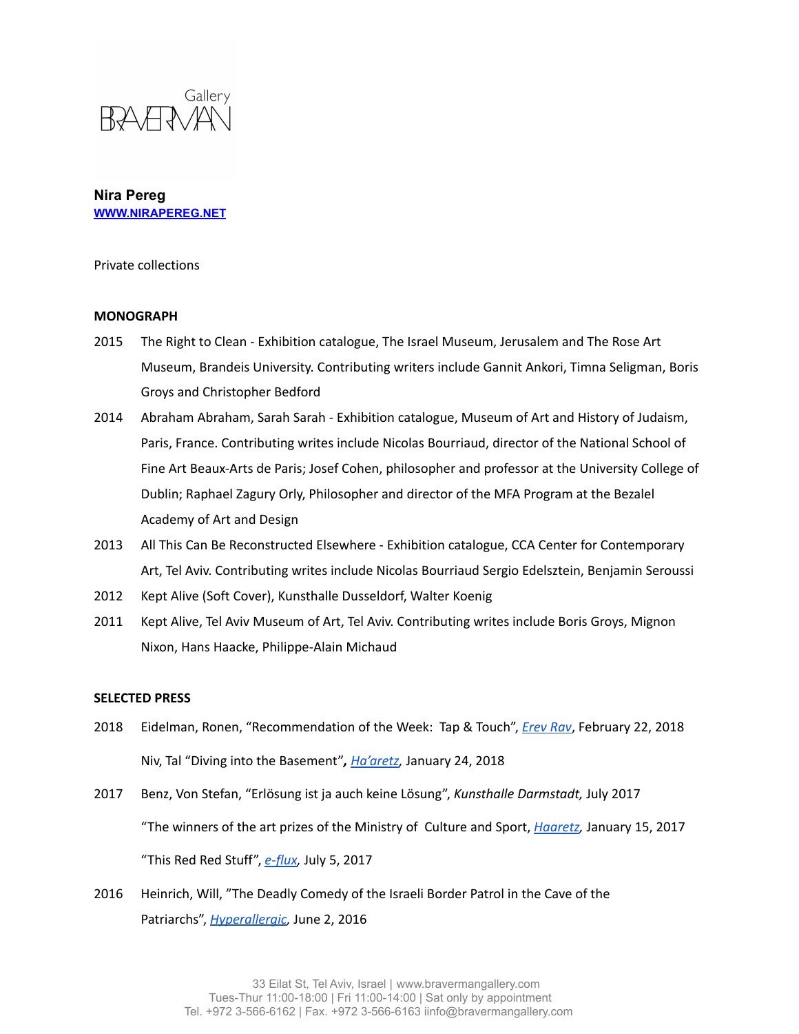Gallery BRAVERMAN

**Nira Pereg**
[WWW.NIRAPEREG.NET](http://WWW.NIRAPEREG.NET)

Private collections

**MONOGRAPH**

2015 The Right to Clean - Exhibition catalogue, The Israel Museum, Jerusalem and The Rose Art Museum, Brandeis University. Contributing writers include Gannit Ankori, Timna Seligman, Boris Groys and Christopher Bedford

2014 Abraham Abraham, Sarah Sarah - Exhibition catalogue, Museum of Art and History of Judaism, Paris, France. Contributing writes include Nicolas Bourriaud, director of the National School of Fine Art Beaux-Arts de Paris; Josef Cohen, philosopher and professor at the University College of Dublin; Raphael Zagury Orly, Philosopher and director of the MFA Program at the Bezalel Academy of Art and Design

2013 All This Can Be Reconstructed Elsewhere - Exhibition catalogue, CCA Center for Contemporary Art, Tel Aviv. Contributing writes include Nicolas Bourriaud Sergio Edelsztein, Benjamin Seroussi

2012 Kept Alive (Soft Cover), Kunsthalle Dusseldorf, Walter Koenig

2011 Kept Alive, Tel Aviv Museum of Art, Tel Aviv. Contributing writes include Boris Groys, Mignon Nixon, Hans Haacke, Philippe-Alain Michaud

**SELECTED PRESS**

2018 Eidelman, Ronen, “Recommendation of the Week: Tap & Touch”, *Erev Rav*, February 22, 2018

Niv, Tal “Diving into the Basement”*,* *Ha’aretz*, January 24, 2018

2017 Benz, Von Stefan, “Erlösung ist ja auch keine Lösung”, *Kunsthalle Darmstadt,* July 2017

“The winners of the art prizes of the Ministry of Culture and Sport, *Haaretz*, January 15, 2017

“This Red Red Stuff”, *e-flux*, July 5, 2017

2016 Heinrich, Will, ”The Deadly Comedy of the Israeli Border Patrol in the Cave of the Patriarchs”, *Hyperallergic*, June 2, 2016

33 Eilat St, Tel Aviv, Israel | www.bravermangallery.com
Tues-Thur 11:00-18:00 | Fri 11:00-14:00 | Sat only by appointment
Tel. +972 3-566-6162 | Fax. +972 3-566-6163 iinfo@bravermangallery.com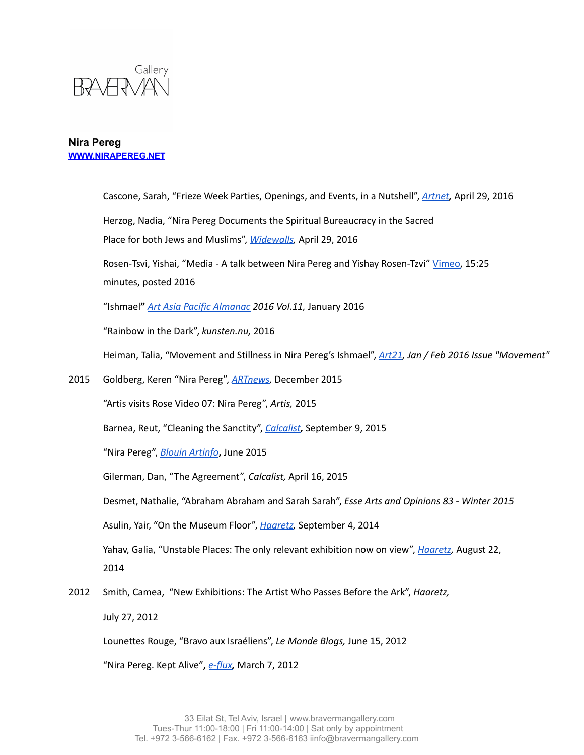**Nira Pereg**
**[WWW.NIRAPEREG.NET]**

Cascone, Sarah, “Frieze Week Parties, Openings, and Events, in a Nutshell”, ***Artnet***, April 29, 2016

Herzog, Nadia, “Nira Pereg Documents the Spiritual Bureaucracy in the Sacred Place for both Jews and Muslims”, *Widewalls*, April 29, 2016

Rosen-Tsvi, Yishai, “Media - A talk between Nira Pereg and Yishay Rosen-Tzvi” Vimeo, 15:25 minutes, posted 2016

“Ishmael**”** *Art Asia Pacific Almanac 2016 Vol.11,* January 2016

“Rainbow in the Dark”, *kunsten.nu,* 2016

Heiman, Talia, “Movement and Stillness in Nira Pereg’s Ishmael”, *Art21, Jan / Feb 2016 Issue "Movement"*

2015 Goldberg, Keren “Nira Pereg”, *ARTnews*, December 2015

“Artis visits Rose Video 07: Nira Pereg”, *Artis,* 2015

Barnea, Reut, “Cleaning the Sanctity”, ***Calcalist***, September 9, 2015

“Nira Pereg”, ***Blouin Artinfo***, June 2015

Gilerman, Dan, “The Agreement”, *Calcalist,* April 16, 2015

Desmet, Nathalie, “Abraham Abraham and Sarah Sarah”, *Esse Arts and Opinions 83 - Winter 2015*

Asulin, Yair, “On the Museum Floor”, *Haaretz*, September 4, 2014

Yahav, Galia, “Unstable Places: The only relevant exhibition now on view”, *Haaretz,* August 22, 2014

2012 Smith, Camea, “New Exhibitions: The Artist Who Passes Before the Ark”, *Haaretz,* July 27, 2012

Lounettes Rouge, “Bravo aux Israéliens”, *Le Monde Blogs,* June 15, 2012

“Nira Pereg. Kept Alive”**,** ***e-flux***, March 7, 2012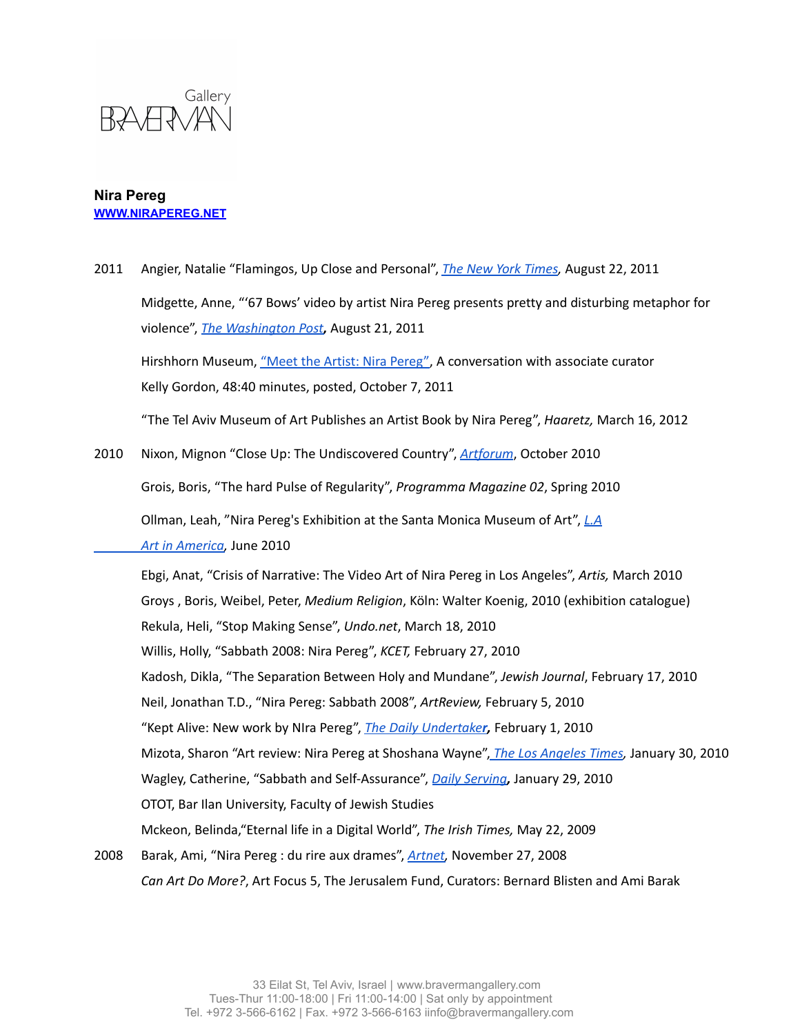Gallery BRAVERMAN

**Nira Pereg**
**WWW.NIRAPEREG.NET**

2011 Angier, Natalie "Flamingos, Up Close and Personal", *The New York Times*, August 22, 2011

Midgette, Anne, "'67 Bows' video by artist Nira Pereg presents pretty and disturbing metaphor for violence", *The Washington Post*, August 21, 2011

Hirshhorn Museum, "Meet the Artist: Nira Pereg", A conversation with associate curator Kelly Gordon, 48:40 minutes, posted, October 7, 2011

"The Tel Aviv Museum of Art Publishes an Artist Book by Nira Pereg", *Haaretz,* March 16, 2012

2010 Nixon, Mignon "Close Up: The Undiscovered Country", *Artforum*, October 2010

Grois, Boris, "The hard Pulse of Regularity", *Programma Magazine 02*, Spring 2010

Ollman, Leah, "Nira Pereg's Exhibition at the Santa Monica Museum of Art", *L.A Art in America*, June 2010

Ebgi, Anat, "Crisis of Narrative: The Video Art of Nira Pereg in Los Angeles", *Artis,* March 2010

Groys , Boris, Weibel, Peter, *Medium Religion*, Köln: Walter Koenig, 2010 (exhibition catalogue)

Rekula, Heli, "Stop Making Sense", *Undo.net*, March 18, 2010

Willis, Holly, "Sabbath 2008: Nira Pereg", *KCET,* February 27, 2010

Kadosh, Dikla, "The Separation Between Holy and Mundane", *Jewish Journal*, February 17, 2010

Neil, Jonathan T.D., "Nira Pereg: Sabbath 2008", *ArtReview,* February 5, 2010

"Kept Alive: New work by NIra Pereg", *The Daily Undertaker*, February 1, 2010

Mizota, Sharon "Art review: Nira Pereg at Shoshana Wayne", *The Los Angeles Times*, January 30, 2010

Wagley, Catherine, "Sabbath and Self-Assurance", *Daily Serving*, January 29, 2010

OTOT, Bar Ilan University, Faculty of Jewish Studies

Mckeon, Belinda,"Eternal life in a Digital World", *The Irish Times,* May 22, 2009

2008 Barak, Ami, "Nira Pereg : du rire aux drames", *Artnet*, November 27, 2008

*Can Art Do More?*, Art Focus 5, The Jerusalem Fund, Curators: Bernard Blisten and Ami Barak

33 Eilat St, Tel Aviv, Israel | www.bravermangallery.com
Tues-Thur 11:00-18:00 | Fri 11:00-14:00 | Sat only by appointment
Tel. +972 3-566-6162 | Fax. +972 3-566-6163 iinfo@bravermangallery.com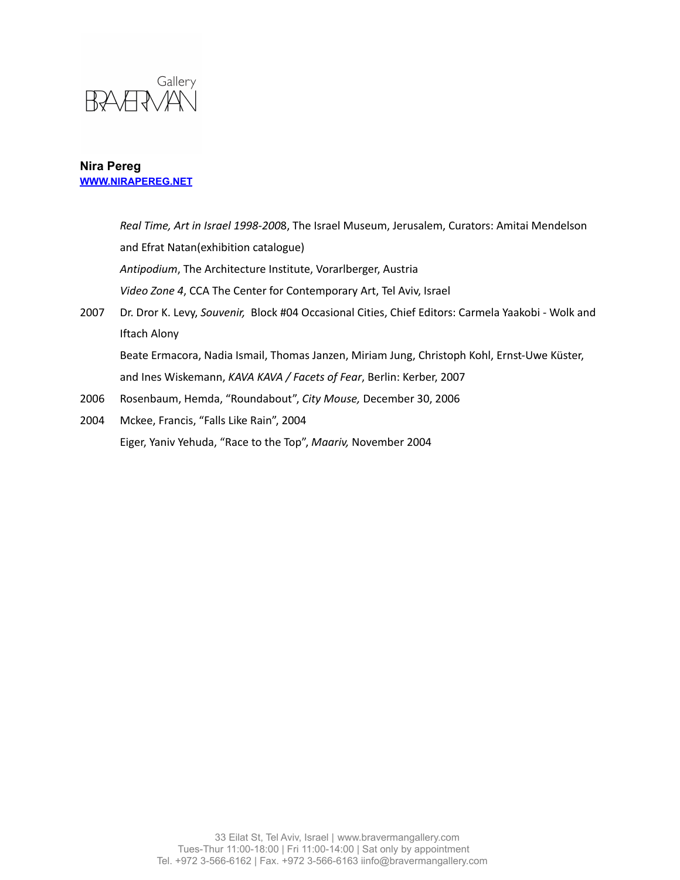Gallery BRAVERMAN

**Nira Pereg**
**[WWW.NIRAPEREG.NET](http://www.nirapereg.net)**

*Real Time, Art in Israel 1998-200*8, The Israel Museum, Jerusalem, Curators: Amitai Mendelson and Efrat Natan(exhibition catalogue)

*Antipodium*, The Architecture Institute, Vorarlberger, Austria

*Video Zone 4*, CCA The Center for Contemporary Art, Tel Aviv, Israel

2007 Dr. Dror K. Levy, *Souvenir,* Block #04 Occasional Cities, Chief Editors: Carmela Yaakobi - Wolk and Iftach Alony

Beate Ermacora, Nadia Ismail, Thomas Janzen, Miriam Jung, Christoph Kohl, Ernst-Uwe Küster, and Ines Wiskemann, *KAVA KAVA / Facets of Fear*, Berlin: Kerber, 2007

2006 Rosenbaum, Hemda, "Roundabout", *City Mouse,* December 30, 2006

2004 Mckee, Francis, "Falls Like Rain", 2004

Eiger, Yaniv Yehuda, "Race to the Top", *Maariv,* November 2004

33 Eilat St, Tel Aviv, Israel | www.bravermangallery.com
Tues-Thur 11:00-18:00 | Fri 11:00-14:00 | Sat only by appointment
Tel. +972 3-566-6162 | Fax. +972 3-566-6163 iinfo@bravermangallery.com